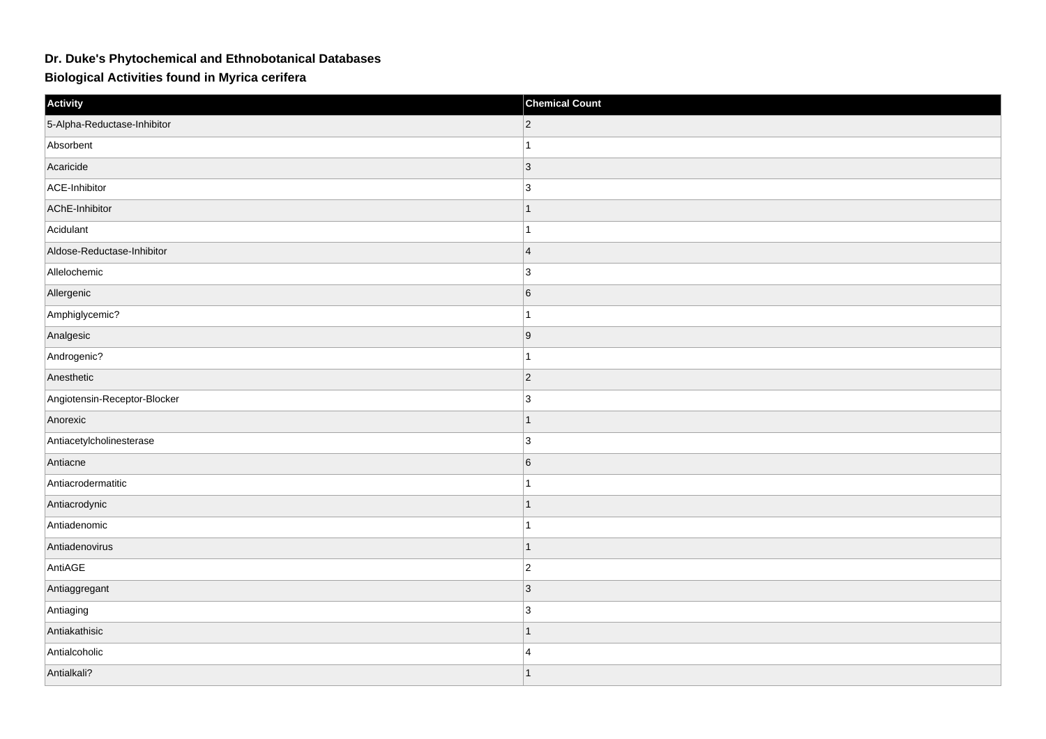# Dr. Duke's Phytochemical and Ethnobotanical Databases

## Biological Activities found in Myrica cerifera

| Activity | Chemical Count |
| --- | --- |
| 5-Alpha-Reductase-Inhibitor | 2 |
| Absorbent | 1 |
| Acaricide | 3 |
| ACE-Inhibitor | 3 |
| AChE-Inhibitor | 1 |
| Acidulant | 1 |
| Aldose-Reductase-Inhibitor | 4 |
| Allelochemic | 3 |
| Allergenic | 6 |
| Amphiglycemic? | 1 |
| Analgesic | 9 |
| Androgenic? | 1 |
| Anesthetic | 2 |
| Angiotensin-Receptor-Blocker | 3 |
| Anorexic | 1 |
| Antiacetylcholinesterase | 3 |
| Antiacne | 6 |
| Antiacrodermatitic | 1 |
| Antiacrodynic | 1 |
| Antiadenomic | 1 |
| Antiadenovirus | 1 |
| AntiAGE | 2 |
| Antiaggregant | 3 |
| Antiaging | 3 |
| Antiakathisic | 1 |
| Antialcoholic | 4 |
| Antialkali? | 1 |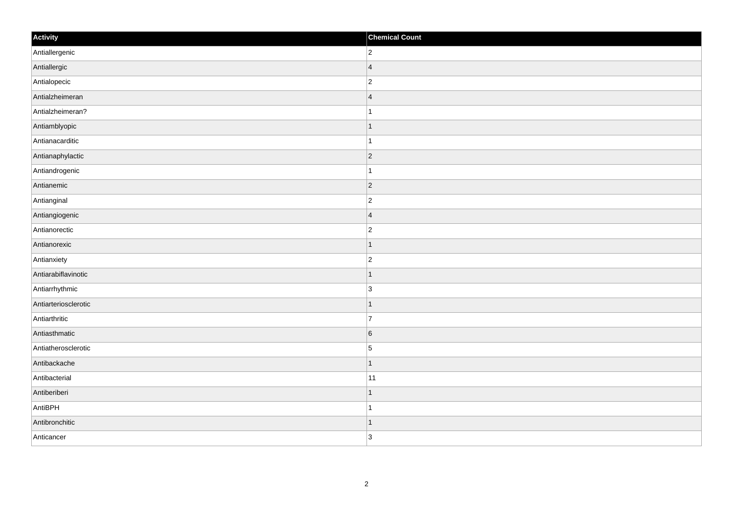| Activity | Chemical Count |
| --- | --- |
| Antiallergenic | 2 |
| Antiallergic | 4 |
| Antialopecic | 2 |
| Antialzheimeran | 4 |
| Antialzheimeran? | 1 |
| Antiamblyopic | 1 |
| Antianacarditic | 1 |
| Antianaphylactic | 2 |
| Antiandrogenic | 1 |
| Antianemic | 2 |
| Antianginal | 2 |
| Antiangiogenic | 4 |
| Antianorectic | 2 |
| Antianorexic | 1 |
| Antianxiety | 2 |
| Antiarabiflavinotic | 1 |
| Antiarrhythmic | 3 |
| Antiarteriosclerotic | 1 |
| Antiarthritic | 7 |
| Antiasthmatic | 6 |
| Antiatherosclerotic | 5 |
| Antibackache | 1 |
| Antibacterial | 11 |
| Antiberiberi | 1 |
| AntiBPH | 1 |
| Antibronchitic | 1 |
| Anticancer | 3 |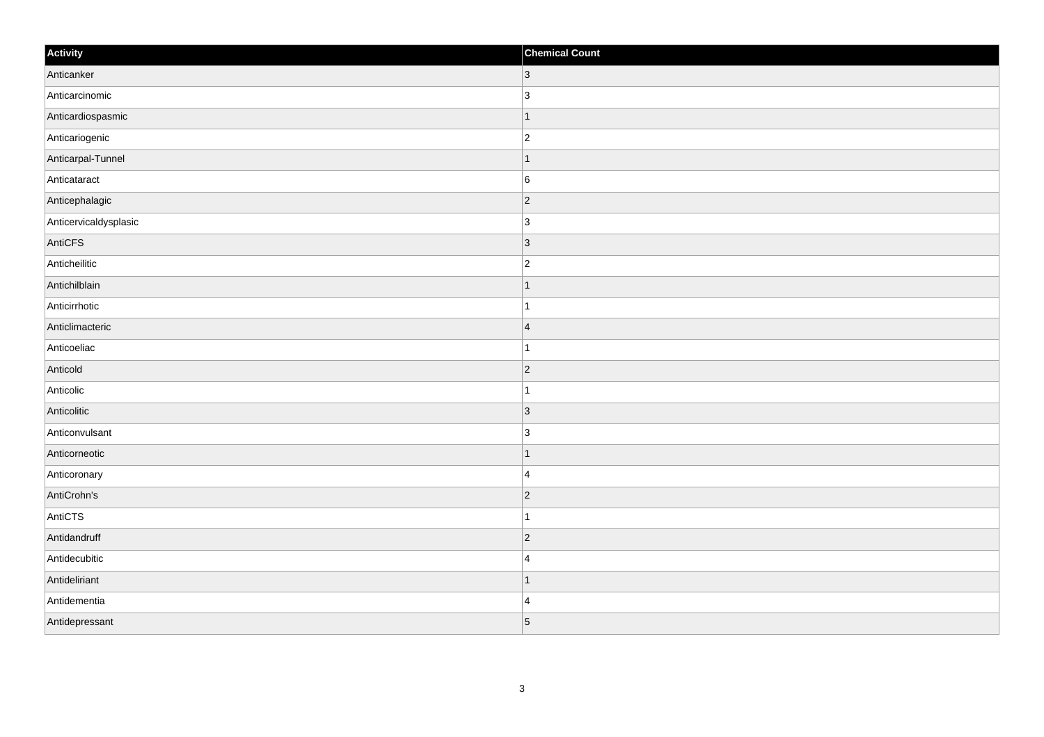| Activity | Chemical Count |
| --- | --- |
| Anticanker | 3 |
| Anticarcinomic | 3 |
| Anticardiospasmic | 1 |
| Anticariogenic | 2 |
| Anticarpal-Tunnel | 1 |
| Anticataract | 6 |
| Anticephalagic | 2 |
| Anticervicaldysplasic | 3 |
| AntiCFS | 3 |
| Anticheilitic | 2 |
| Antichilblain | 1 |
| Anticirrhotic | 1 |
| Anticlimacteric | 4 |
| Anticoeliac | 1 |
| Anticold | 2 |
| Anticolic | 1 |
| Anticolitic | 3 |
| Anticonvulsant | 3 |
| Anticorneotic | 1 |
| Anticoronary | 4 |
| AntiCrohn's | 2 |
| AntiCTS | 1 |
| Antidandruff | 2 |
| Antidecubitic | 4 |
| Antideliriant | 1 |
| Antidementia | 4 |
| Antidepressant | 5 |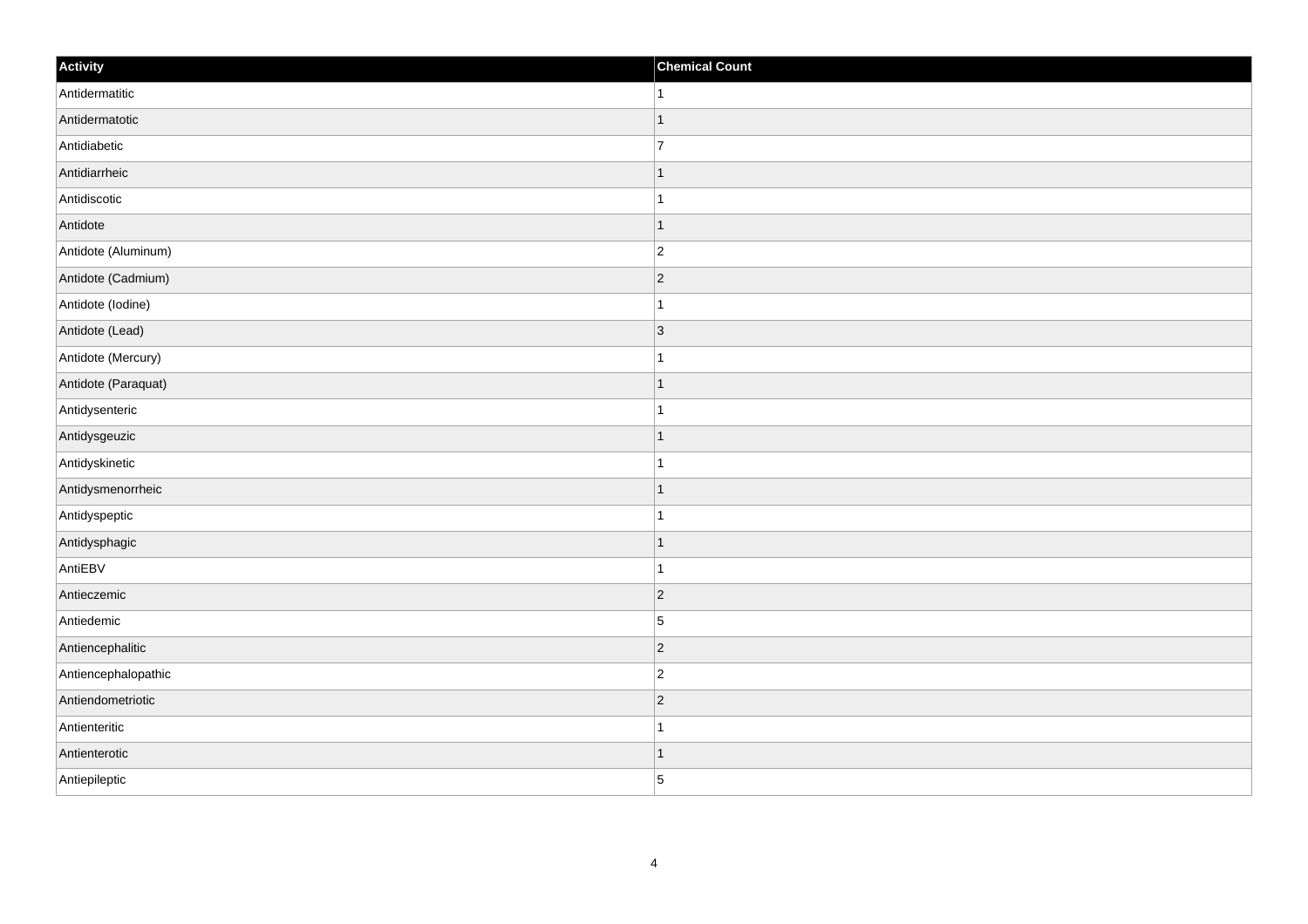| Activity | Chemical Count |
| --- | --- |
| Antidermatitic | 1 |
| Antidermatotic | 1 |
| Antidiabetic | 7 |
| Antidiarrheic | 1 |
| Antidiscotic | 1 |
| Antidote | 1 |
| Antidote (Aluminum) | 2 |
| Antidote (Cadmium) | 2 |
| Antidote (Iodine) | 1 |
| Antidote (Lead) | 3 |
| Antidote (Mercury) | 1 |
| Antidote (Paraquat) | 1 |
| Antidysenteric | 1 |
| Antidysgeuzic | 1 |
| Antidyskinetic | 1 |
| Antidysmenorrheic | 1 |
| Antidyspeptic | 1 |
| Antidysphagic | 1 |
| AntiEBV | 1 |
| Antieczemic | 2 |
| Antiedemic | 5 |
| Antiencephalitic | 2 |
| Antiencephalopathic | 2 |
| Antiendometriotic | 2 |
| Antienteritic | 1 |
| Antienterotic | 1 |
| Antiepileptic | 5 |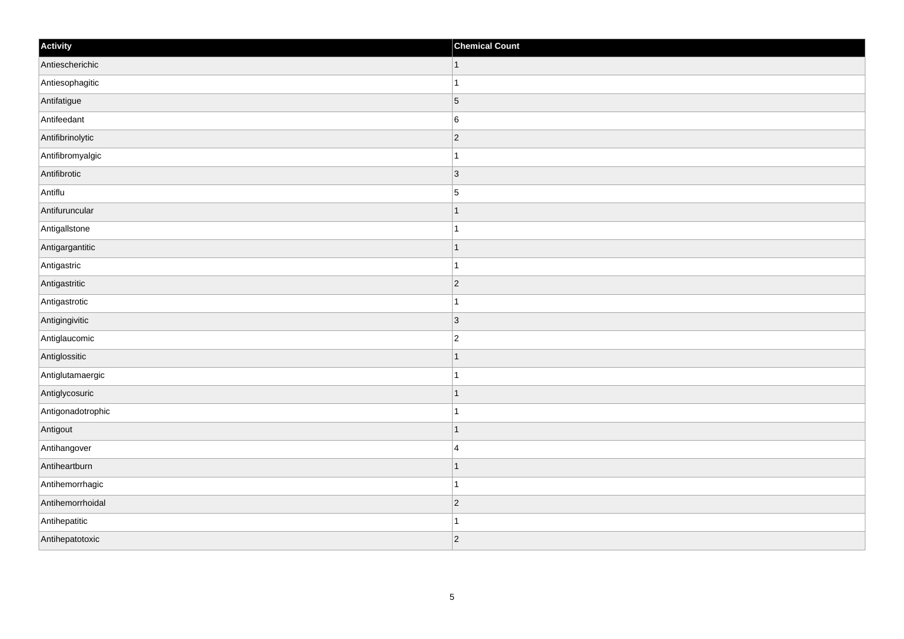| Activity | Chemical Count |
| --- | --- |
| Antiescherichic | 1 |
| Antiesophagitic | 1 |
| Antifatigue | 5 |
| Antifeedant | 6 |
| Antifibrinolytic | 2 |
| Antifibromyalgic | 1 |
| Antifibrotic | 3 |
| Antiflu | 5 |
| Antifuruncular | 1 |
| Antigallstone | 1 |
| Antigargantitic | 1 |
| Antigastric | 1 |
| Antigastritic | 2 |
| Antigastrotic | 1 |
| Antigingivitic | 3 |
| Antiglaucomic | 2 |
| Antiglossitic | 1 |
| Antiglutamaergic | 1 |
| Antiglycosuric | 1 |
| Antigonadotrophic | 1 |
| Antigout | 1 |
| Antihangover | 4 |
| Antiheartburn | 1 |
| Antihemorrhagic | 1 |
| Antihemorrhoidal | 2 |
| Antihepatitic | 1 |
| Antihepatotoxic | 2 |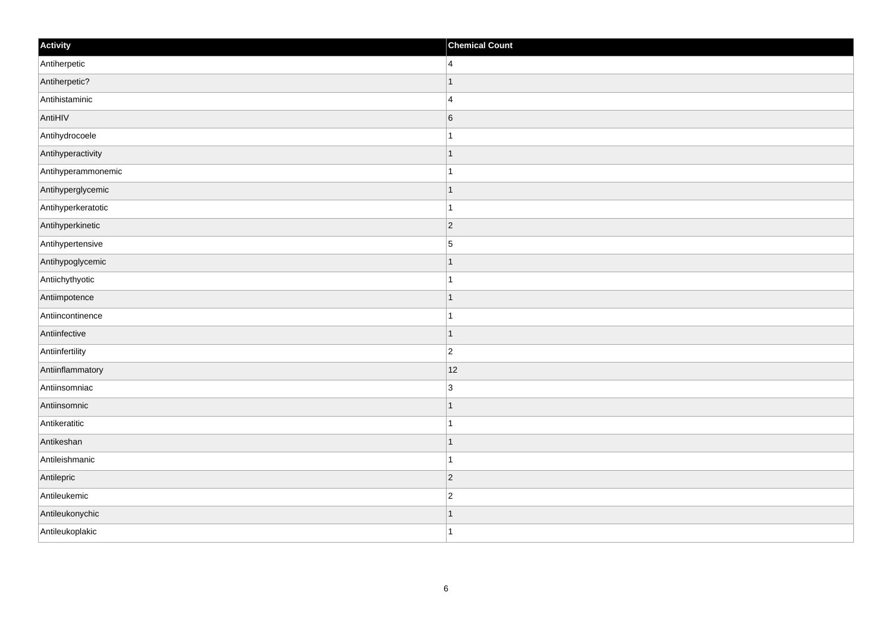| Activity | Chemical Count |
| --- | --- |
| Antiherpetic | 4 |
| Antiherpetic? | 1 |
| Antihistaminic | 4 |
| AntiHIV | 6 |
| Antihydrocoele | 1 |
| Antihyperactivity | 1 |
| Antihyperammonemic | 1 |
| Antihyperglycemic | 1 |
| Antihyperkeratotic | 1 |
| Antihyperkinetic | 2 |
| Antihypertensive | 5 |
| Antihypoglycemic | 1 |
| Antiichythyotic | 1 |
| Antiimpotence | 1 |
| Antiincontinence | 1 |
| Antiinfective | 1 |
| Antiinfertility | 2 |
| Antiinflammatory | 12 |
| Antiinsomniac | 3 |
| Antiinsomnic | 1 |
| Antikeratitic | 1 |
| Antikeshan | 1 |
| Antileishmanic | 1 |
| Antilepric | 2 |
| Antileukemic | 2 |
| Antileukonychic | 1 |
| Antileukoplakic | 1 |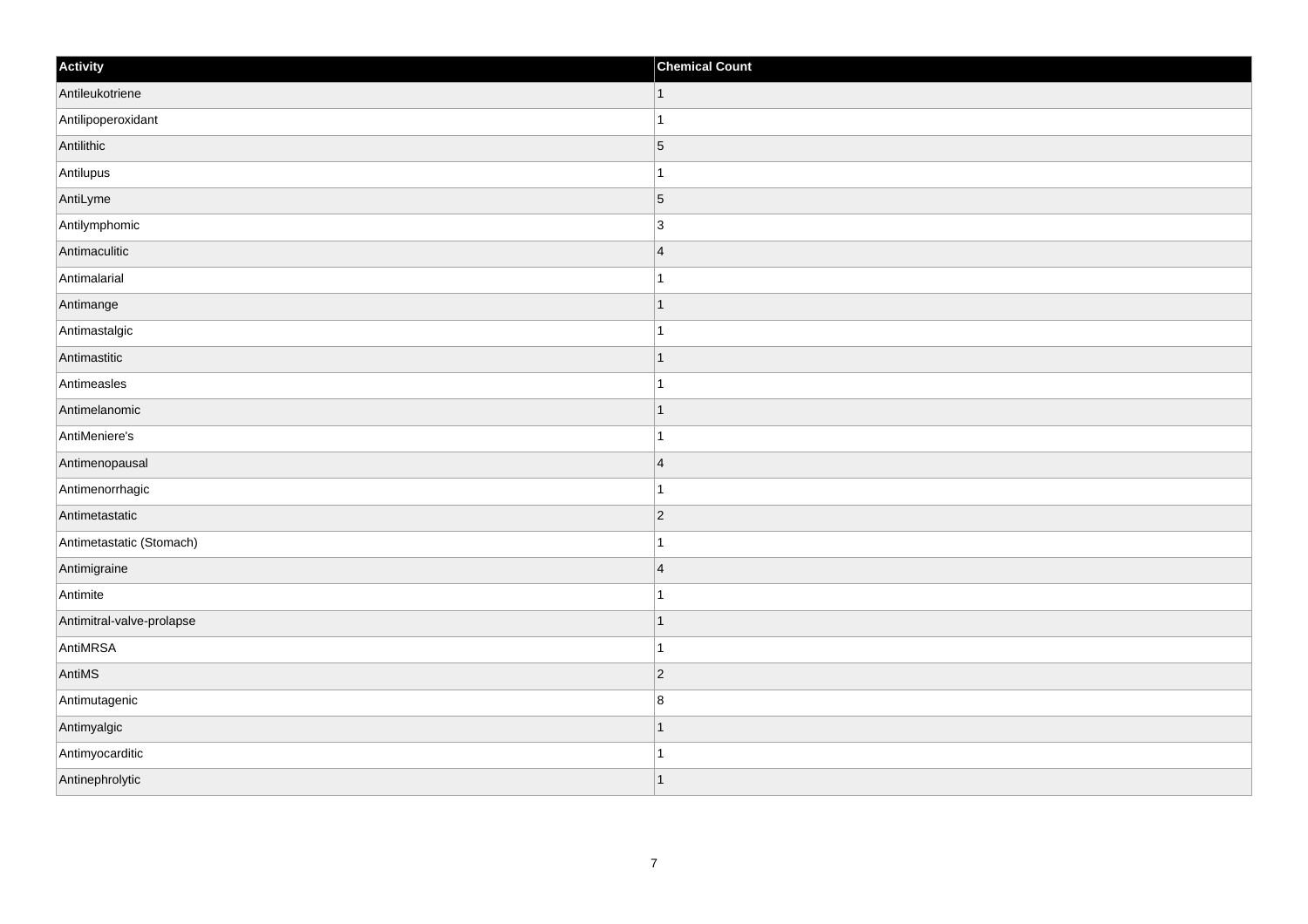| Activity | Chemical Count |
| --- | --- |
| Antileukotriene | 1 |
| Antilipoperoxidant | 1 |
| Antilithic | 5 |
| Antilupus | 1 |
| AntiLyme | 5 |
| Antilymphomic | 3 |
| Antimaculitic | 4 |
| Antimalarial | 1 |
| Antimange | 1 |
| Antimastalgic | 1 |
| Antimastitic | 1 |
| Antimeasles | 1 |
| Antimelanomic | 1 |
| AntiMeniere's | 1 |
| Antimenopausal | 4 |
| Antimenorrhagic | 1 |
| Antimetastatic | 2 |
| Antimetastatic (Stomach) | 1 |
| Antimigraine | 4 |
| Antimite | 1 |
| Antimitral-valve-prolapse | 1 |
| AntiMRSA | 1 |
| AntiMS | 2 |
| Antimutagenic | 8 |
| Antimyalgic | 1 |
| Antimyocarditic | 1 |
| Antinephrolytic | 1 |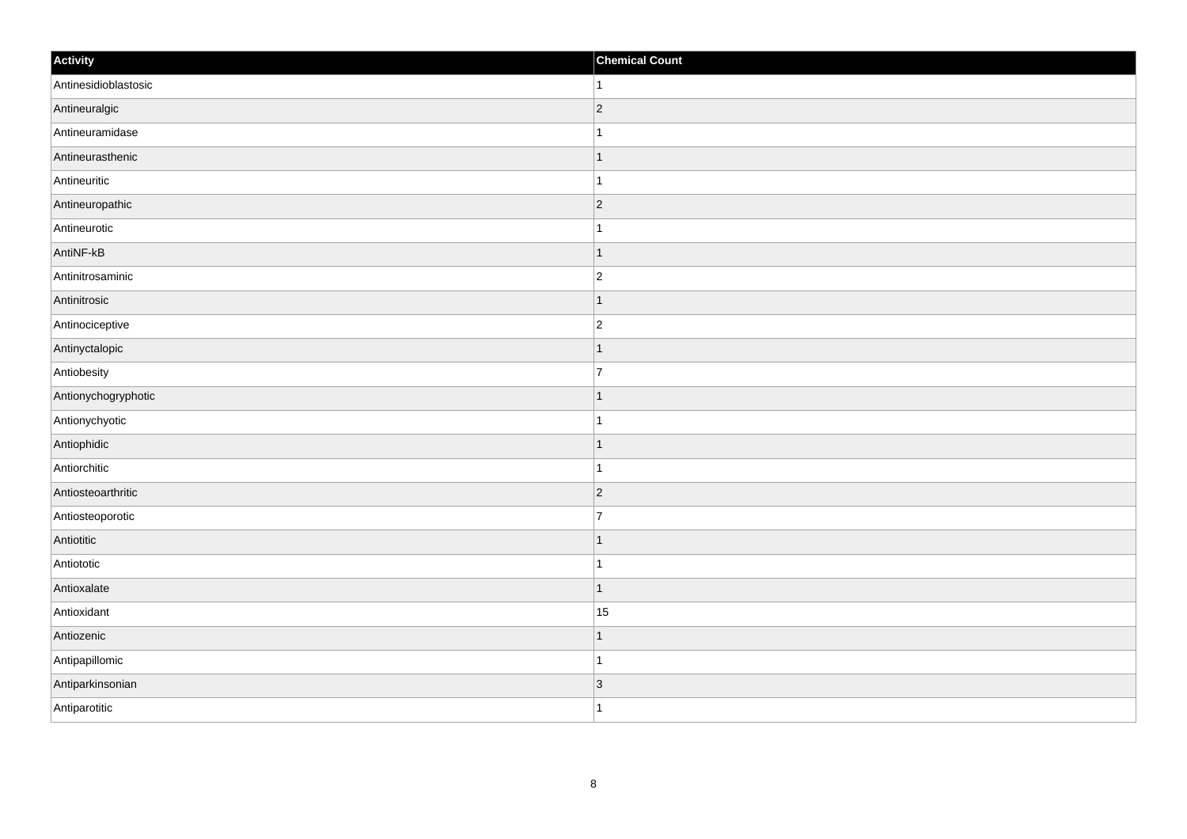| Activity | Chemical Count |
| --- | --- |
| Antinesidioblastosic | 1 |
| Antineuralgic | 2 |
| Antineuramidase | 1 |
| Antineurasthenic | 1 |
| Antineuritic | 1 |
| Antineuropathic | 2 |
| Antineurotic | 1 |
| AntiNF-kB | 1 |
| Antinitrosaminic | 2 |
| Antinitrosic | 1 |
| Antinociceptive | 2 |
| Antinyctalopic | 1 |
| Antiobesity | 7 |
| Antionychogryphotic | 1 |
| Antionychyotic | 1 |
| Antiophidic | 1 |
| Antiorchitic | 1 |
| Antiosteoarthritic | 2 |
| Antiosteoporotic | 7 |
| Antiotitic | 1 |
| Antiototic | 1 |
| Antioxalate | 1 |
| Antioxidant | 15 |
| Antiozenic | 1 |
| Antipapillomic | 1 |
| Antiparkinsonian | 3 |
| Antiparotitic | 1 |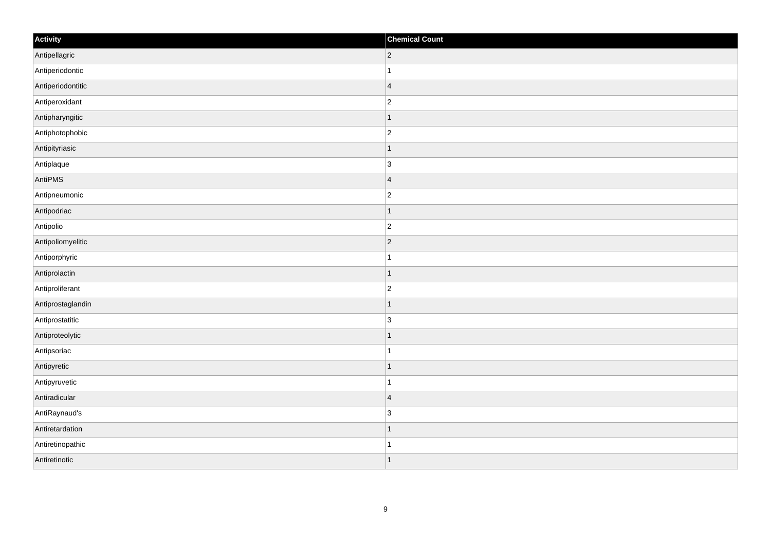| Activity | Chemical Count |
| --- | --- |
| Antipellagric | 2 |
| Antiperiodontic | 1 |
| Antiperiodontitic | 4 |
| Antiperoxidant | 2 |
| Antipharyngitic | 1 |
| Antiphotophobic | 2 |
| Antipityriasic | 1 |
| Antiplaque | 3 |
| AntiPMS | 4 |
| Antipneumonic | 2 |
| Antipodriac | 1 |
| Antipolio | 2 |
| Antipoliomyelitic | 2 |
| Antiporphyric | 1 |
| Antiprolactin | 1 |
| Antiproliferant | 2 |
| Antiprostaglandin | 1 |
| Antiprostatitic | 3 |
| Antiproteolytic | 1 |
| Antipsoriac | 1 |
| Antipyretic | 1 |
| Antipyruvetic | 1 |
| Antiradicular | 4 |
| AntiRaynaud's | 3 |
| Antiretardation | 1 |
| Antiretinopathic | 1 |
| Antiretinotic | 1 |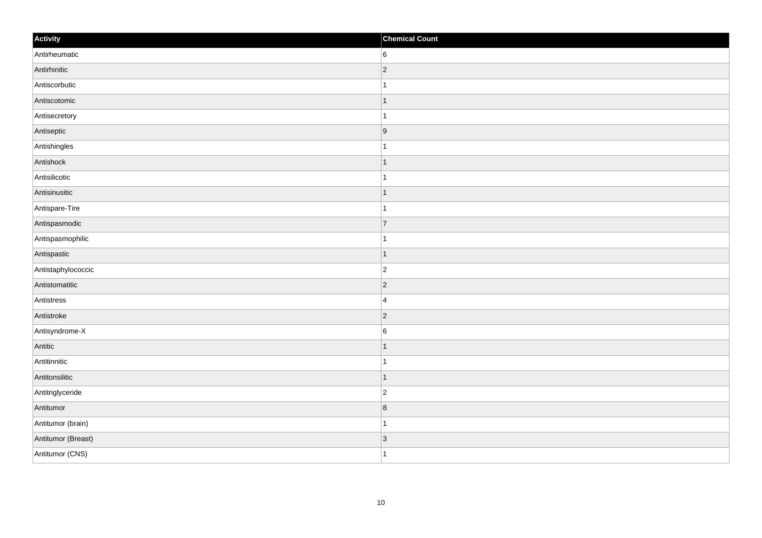| Activity | Chemical Count |
| --- | --- |
| Antirheumatic | 6 |
| Antirhinitic | 2 |
| Antiscorbutic | 1 |
| Antiscotomic | 1 |
| Antisecretory | 1 |
| Antiseptic | 9 |
| Antishingles | 1 |
| Antishock | 1 |
| Antisilicotic | 1 |
| Antisinusitic | 1 |
| Antispare-Tire | 1 |
| Antispasmodic | 7 |
| Antispasmophilic | 1 |
| Antispastic | 1 |
| Antistaphylococcic | 2 |
| Antistomatitic | 2 |
| Antistress | 4 |
| Antistroke | 2 |
| Antisyndrome-X | 6 |
| Antitic | 1 |
| Antitinnitic | 1 |
| Antitonsilitic | 1 |
| Antitriglyceride | 2 |
| Antitumor | 8 |
| Antitumor (brain) | 1 |
| Antitumor (Breast) | 3 |
| Antitumor (CNS) | 1 |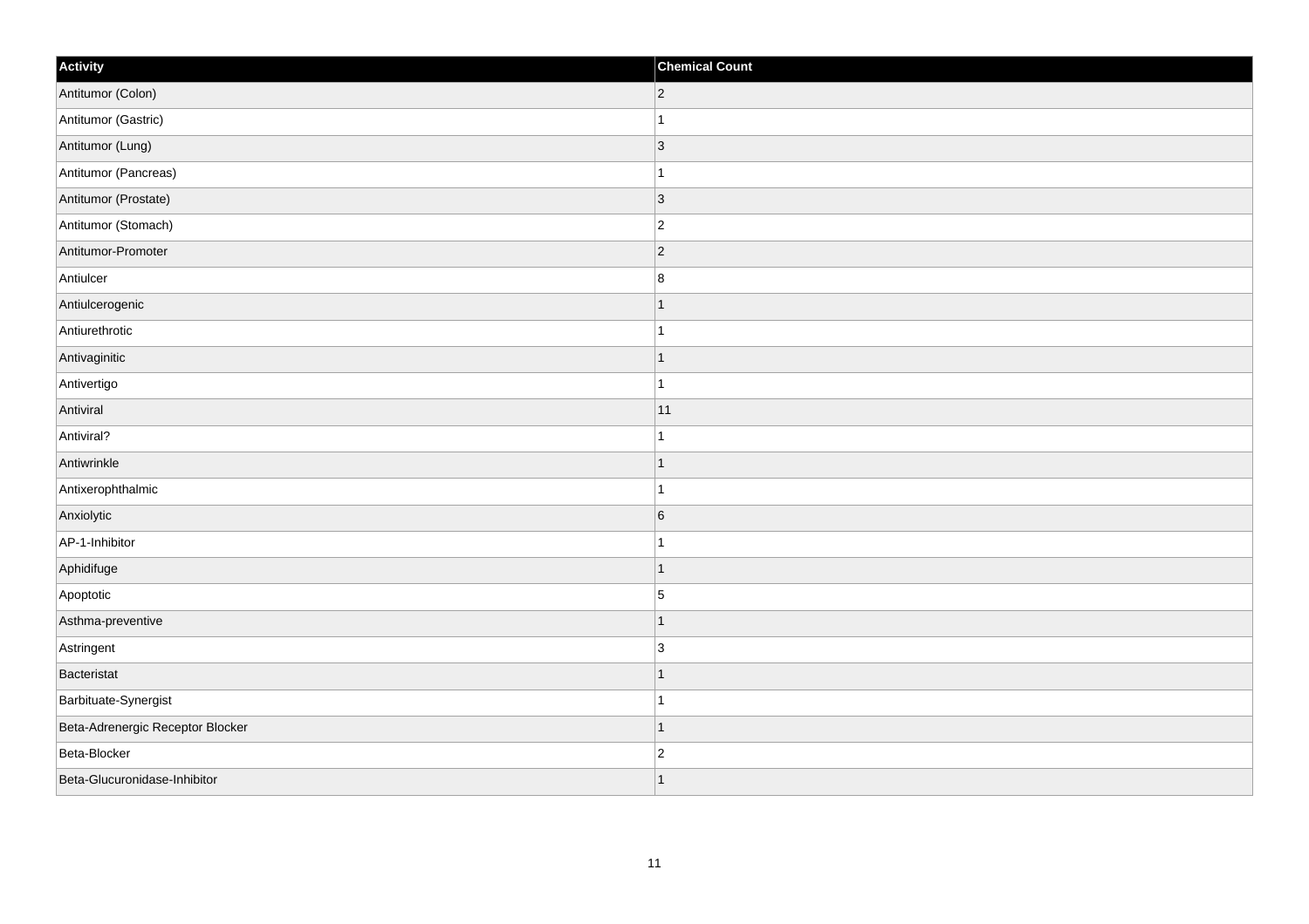| Activity | Chemical Count |
| --- | --- |
| Antitumor (Colon) | 2 |
| Antitumor (Gastric) | 1 |
| Antitumor (Lung) | 3 |
| Antitumor (Pancreas) | 1 |
| Antitumor (Prostate) | 3 |
| Antitumor (Stomach) | 2 |
| Antitumor-Promoter | 2 |
| Antiulcer | 8 |
| Antiulcerogenic | 1 |
| Antiurethrotic | 1 |
| Antivaginitic | 1 |
| Antivertigo | 1 |
| Antiviral | 11 |
| Antiviral? | 1 |
| Antiwrinkle | 1 |
| Antixerophthalmic | 1 |
| Anxiolytic | 6 |
| AP-1-Inhibitor | 1 |
| Aphidifuge | 1 |
| Apoptotic | 5 |
| Asthma-preventive | 1 |
| Astringent | 3 |
| Bacteristat | 1 |
| Barbituate-Synergist | 1 |
| Beta-Adrenergic Receptor Blocker | 1 |
| Beta-Blocker | 2 |
| Beta-Glucuronidase-Inhibitor | 1 |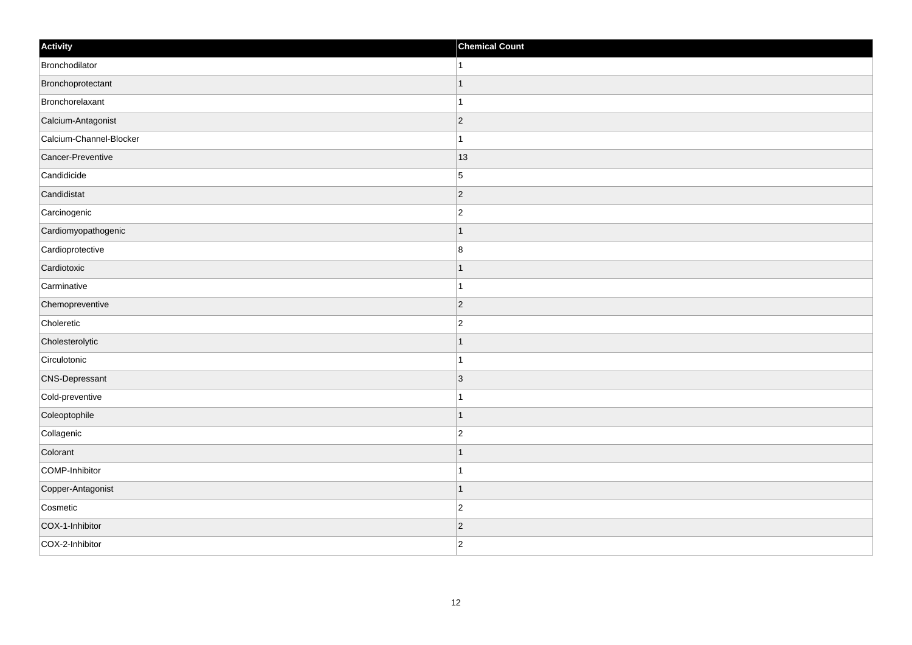| Activity | Chemical Count |
| --- | --- |
| Bronchodilator | 1 |
| Bronchoprotectant | 1 |
| Bronchorelaxant | 1 |
| Calcium-Antagonist | 2 |
| Calcium-Channel-Blocker | 1 |
| Cancer-Preventive | 13 |
| Candidicide | 5 |
| Candidistat | 2 |
| Carcinogenic | 2 |
| Cardiomyopathogenic | 1 |
| Cardioprotective | 8 |
| Cardiotoxic | 1 |
| Carminative | 1 |
| Chemopreventive | 2 |
| Choleretic | 2 |
| Cholesterolytic | 1 |
| Circulotonic | 1 |
| CNS-Depressant | 3 |
| Cold-preventive | 1 |
| Coleoptophile | 1 |
| Collagenic | 2 |
| Colorant | 1 |
| COMP-Inhibitor | 1 |
| Copper-Antagonist | 1 |
| Cosmetic | 2 |
| COX-1-Inhibitor | 2 |
| COX-2-Inhibitor | 2 |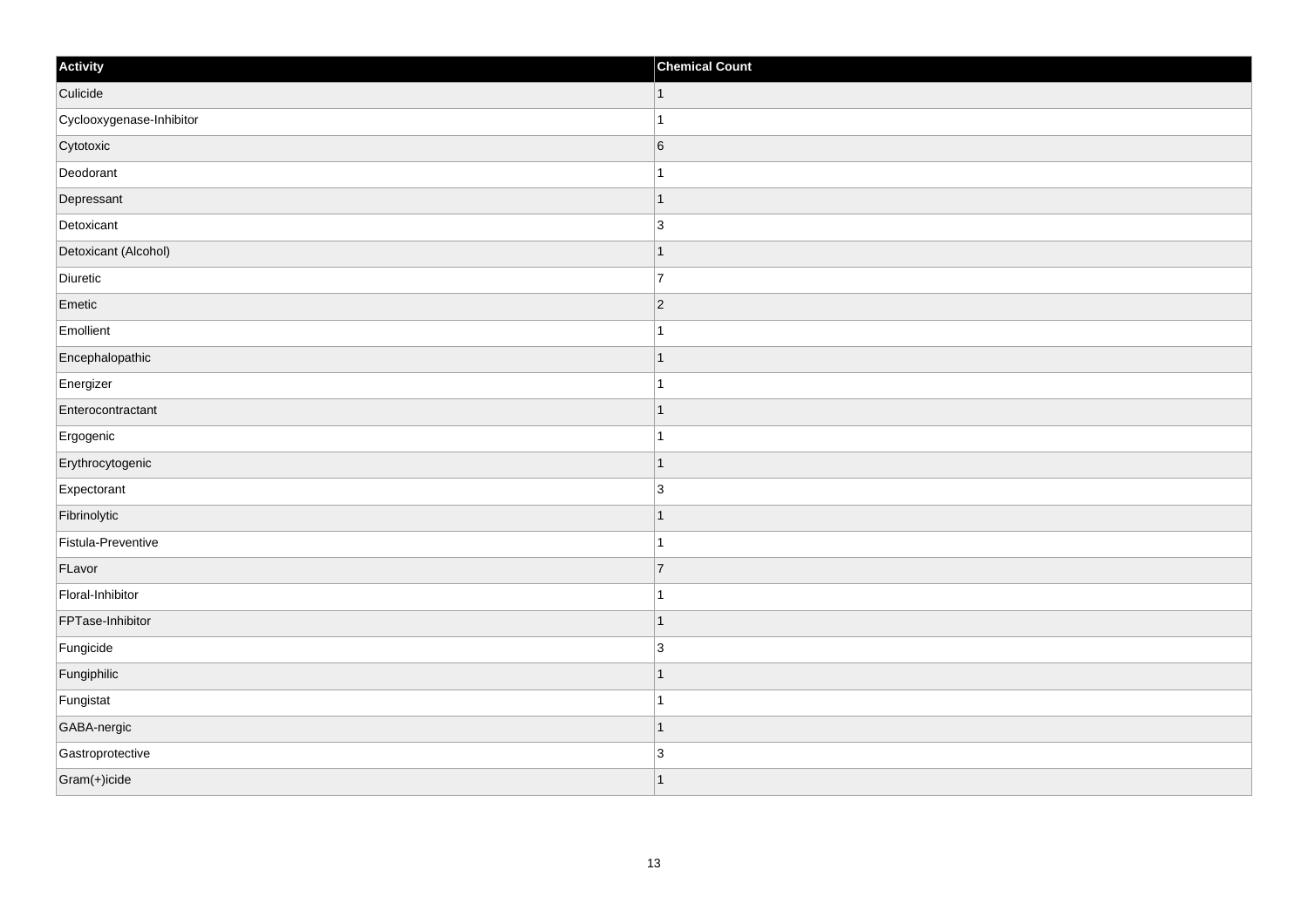| Activity | Chemical Count |
| --- | --- |
| Culicide | 1 |
| Cyclooxygenase-Inhibitor | 1 |
| Cytotoxic | 6 |
| Deodorant | 1 |
| Depressant | 1 |
| Detoxicant | 3 |
| Detoxicant (Alcohol) | 1 |
| Diuretic | 7 |
| Emetic | 2 |
| Emollient | 1 |
| Encephalopathic | 1 |
| Energizer | 1 |
| Enterocontractant | 1 |
| Ergogenic | 1 |
| Erythrocytogenic | 1 |
| Expectorant | 3 |
| Fibrinolytic | 1 |
| Fistula-Preventive | 1 |
| FLavor | 7 |
| Floral-Inhibitor | 1 |
| FPTase-Inhibitor | 1 |
| Fungicide | 3 |
| Fungiphilic | 1 |
| Fungistat | 1 |
| GABA-nergic | 1 |
| Gastroprotective | 3 |
| Gram(+)icide | 1 |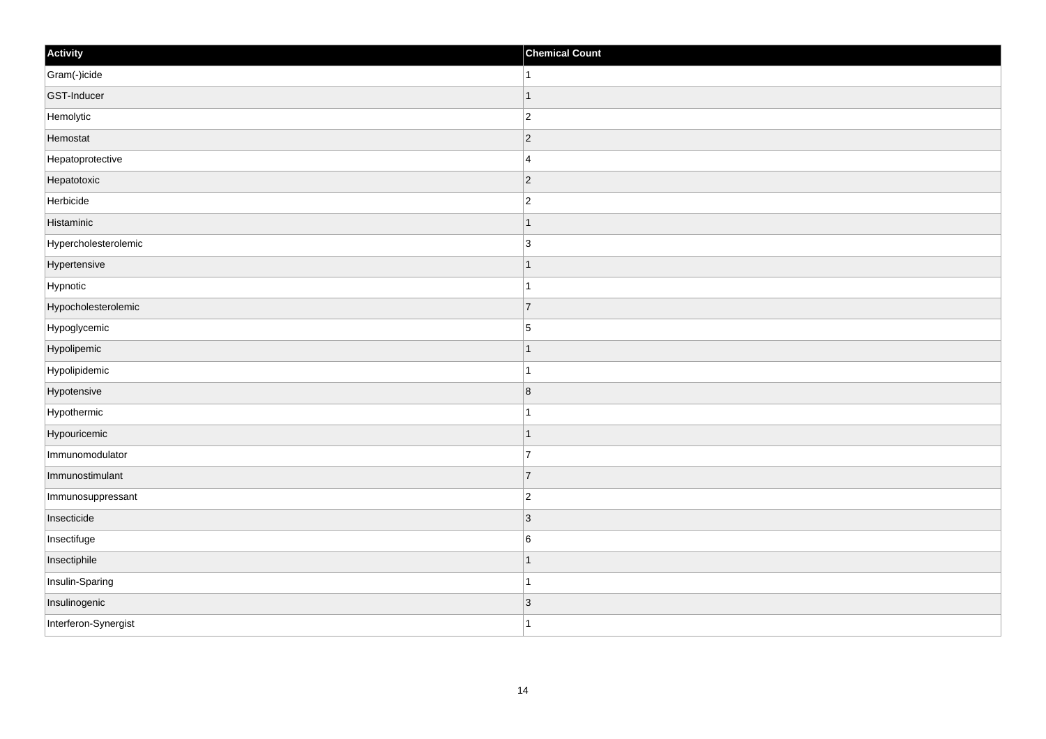| Activity | Chemical Count |
| --- | --- |
| Gram(-)icide | 1 |
| GST-Inducer | 1 |
| Hemolytic | 2 |
| Hemostat | 2 |
| Hepatoprotective | 4 |
| Hepatotoxic | 2 |
| Herbicide | 2 |
| Histaminic | 1 |
| Hypercholesterolemic | 3 |
| Hypertensive | 1 |
| Hypnotic | 1 |
| Hypocholesterolemic | 7 |
| Hypoglycemic | 5 |
| Hypolipemic | 1 |
| Hypolipidemic | 1 |
| Hypotensive | 8 |
| Hypothermic | 1 |
| Hypouricemic | 1 |
| Immunomodulator | 7 |
| Immunostimulant | 7 |
| Immunosuppressant | 2 |
| Insecticide | 3 |
| Insectifuge | 6 |
| Insectiphile | 1 |
| Insulin-Sparing | 1 |
| Insulinogenic | 3 |
| Interferon-Synergist | 1 |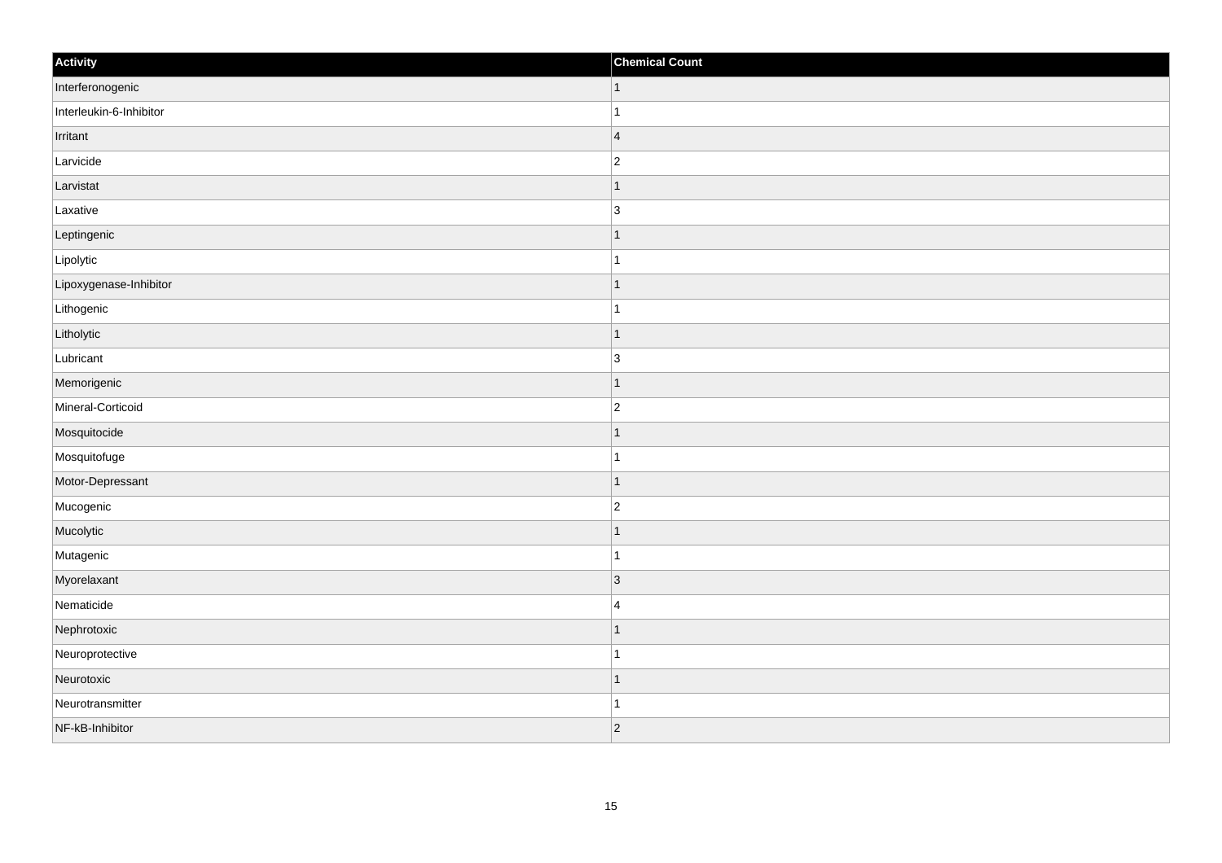| Activity | Chemical Count |
| --- | --- |
| Interferonogenic | 1 |
| Interleukin-6-Inhibitor | 1 |
| Irritant | 4 |
| Larvicide | 2 |
| Larvistat | 1 |
| Laxative | 3 |
| Leptingenic | 1 |
| Lipolytic | 1 |
| Lipoxygenase-Inhibitor | 1 |
| Lithogenic | 1 |
| Litholytic | 1 |
| Lubricant | 3 |
| Memorigenic | 1 |
| Mineral-Corticoid | 2 |
| Mosquitocide | 1 |
| Mosquitofuge | 1 |
| Motor-Depressant | 1 |
| Mucogenic | 2 |
| Mucolytic | 1 |
| Mutagenic | 1 |
| Myorelaxant | 3 |
| Nematicide | 4 |
| Nephrotoxic | 1 |
| Neuroprotective | 1 |
| Neurotoxic | 1 |
| Neurotransmitter | 1 |
| NF-kB-Inhibitor | 2 |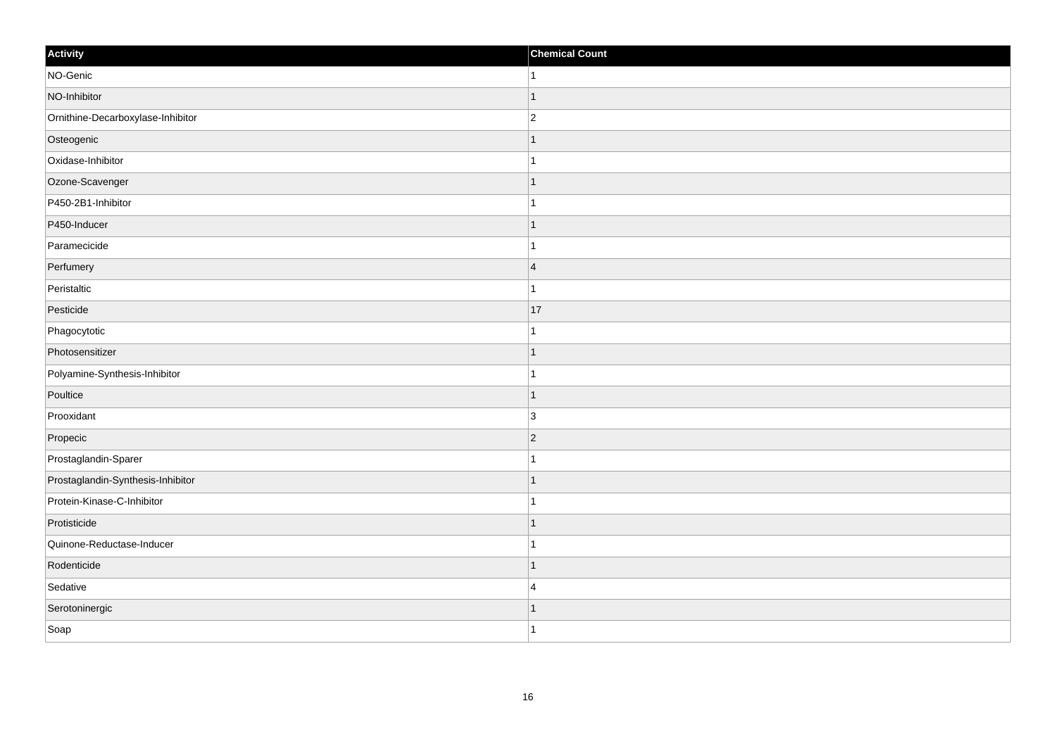| Activity | Chemical Count |
| --- | --- |
| NO-Genic | 1 |
| NO-Inhibitor | 1 |
| Ornithine-Decarboxylase-Inhibitor | 2 |
| Osteogenic | 1 |
| Oxidase-Inhibitor | 1 |
| Ozone-Scavenger | 1 |
| P450-2B1-Inhibitor | 1 |
| P450-Inducer | 1 |
| Paramecicide | 1 |
| Perfumery | 4 |
| Peristaltic | 1 |
| Pesticide | 17 |
| Phagocytotic | 1 |
| Photosensitizer | 1 |
| Polyamine-Synthesis-Inhibitor | 1 |
| Poultice | 1 |
| Prooxidant | 3 |
| Propecic | 2 |
| Prostaglandin-Sparer | 1 |
| Prostaglandin-Synthesis-Inhibitor | 1 |
| Protein-Kinase-C-Inhibitor | 1 |
| Protisticide | 1 |
| Quinone-Reductase-Inducer | 1 |
| Rodenticide | 1 |
| Sedative | 4 |
| Serotoninergic | 1 |
| Soap | 1 |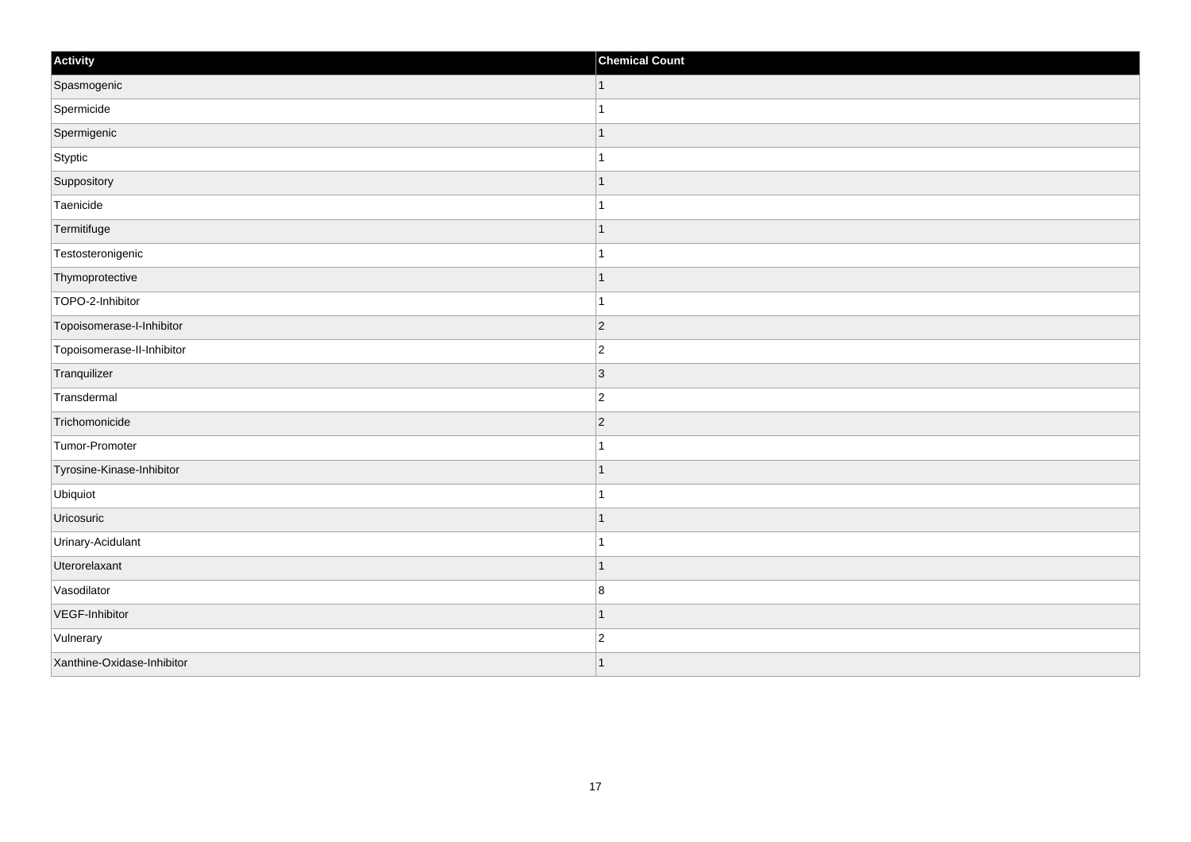| Activity | Chemical Count |
| --- | --- |
| Spasmogenic | 1 |
| Spermicide | 1 |
| Spermigenic | 1 |
| Styptic | 1 |
| Suppository | 1 |
| Taenicide | 1 |
| Termitifuge | 1 |
| Testosteronigenic | 1 |
| Thymoprotective | 1 |
| TOPO-2-Inhibitor | 1 |
| Topoisomerase-I-Inhibitor | 2 |
| Topoisomerase-II-Inhibitor | 2 |
| Tranquilizer | 3 |
| Transdermal | 2 |
| Trichomonicide | 2 |
| Tumor-Promoter | 1 |
| Tyrosine-Kinase-Inhibitor | 1 |
| Ubiquiot | 1 |
| Uricosuric | 1 |
| Urinary-Acidulant | 1 |
| Uterorelaxant | 1 |
| Vasodilator | 8 |
| VEGF-Inhibitor | 1 |
| Vulnerary | 2 |
| Xanthine-Oxidase-Inhibitor | 1 |